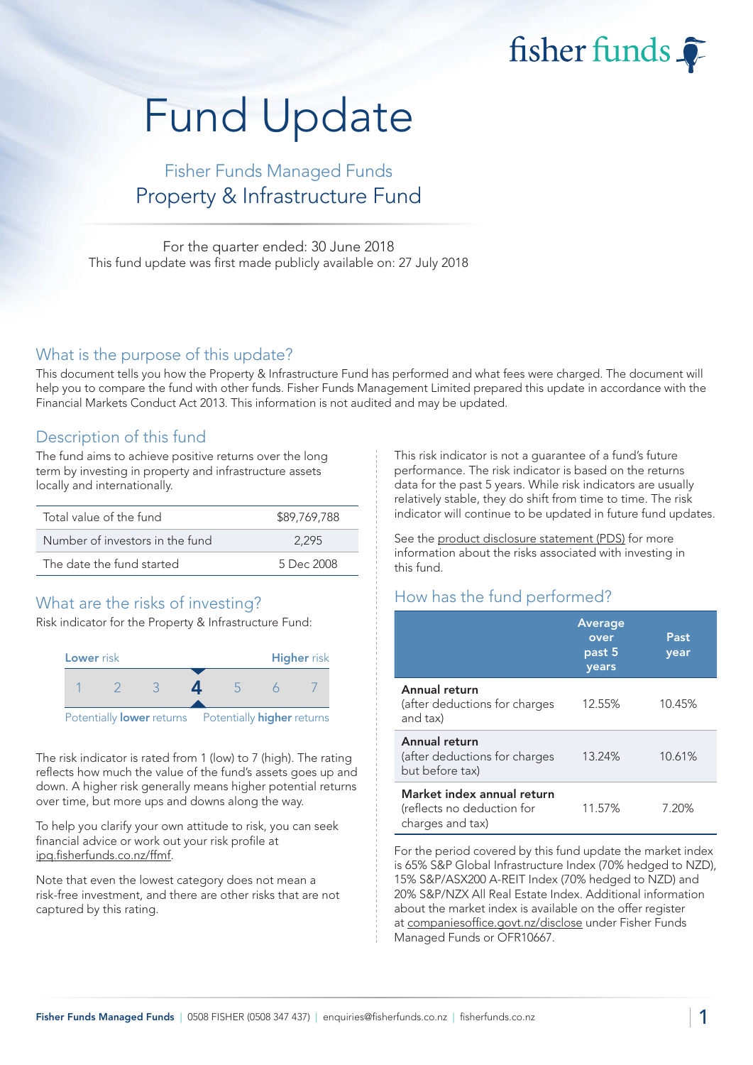fisher funds

# Fund Update

## Fisher Funds Managed Funds
## Property & Infrastructure Fund

For the quarter ended: 30 June 2018
This fund update was first made publicly available on: 27 July 2018

## What is the purpose of this update?

This document tells you how the Property & Infrastructure Fund has performed and what fees were charged. The document will help you to compare the fund with other funds. Fisher Funds Management Limited prepared this update in accordance with the Financial Markets Conduct Act 2013. This information is not audited and may be updated.

## Description of this fund

The fund aims to achieve positive returns over the long term by investing in property and infrastructure assets locally and internationally.

| | |
|---|---|
| Total value of the fund | $89,769,788 |
| Number of investors in the fund | 2,295 |
| The date the fund started | 5 Dec 2008 |

## What are the risks of investing?

Risk indicator for the Property & Infrastructure Fund:

| Lower risk | | | | | | Higher risk |
|---|---|---|---|---|---|---|
| 1 | 2 | 3 | **4** | 5 | 6 | 7 |

Potentially **lower** returns — Potentially **higher** returns

The risk indicator is rated from 1 (low) to 7 (high). The rating reflects how much the value of the fund's assets goes up and down. A higher risk generally means higher potential returns over time, but more ups and downs along the way.

To help you clarify your own attitude to risk, you can seek financial advice or work out your risk profile at ipq.fisherfunds.co.nz/ffmf.

Note that even the lowest category does not mean a risk-free investment, and there are other risks that are not captured by this rating.

This risk indicator is not a guarantee of a fund's future performance. The risk indicator is based on the returns data for the past 5 years. While risk indicators are usually relatively stable, they do shift from time to time. The risk indicator will continue to be updated in future fund updates.

See the product disclosure statement (PDS) for more information about the risks associated with investing in this fund.

## How has the fund performed?

| | Average over past 5 years | Past year |
|---|---|---|
| **Annual return** (after deductions for charges and tax) | 12.55% | 10.45% |
| **Annual return** (after deductions for charges but before tax) | 13.24% | 10.61% |
| **Market index annual return** (reflects no deduction for charges and tax) | 11.57% | 7.20% |

For the period covered by this fund update the market index is 65% S&P Global Infrastructure Index (70% hedged to NZD), 15% S&P/ASX200 A-REIT Index (70% hedged to NZD) and 20% S&P/NZX All Real Estate Index. Additional information about the market index is available on the offer register at companiesoffice.govt.nz/disclose under Fisher Funds Managed Funds or OFR10667.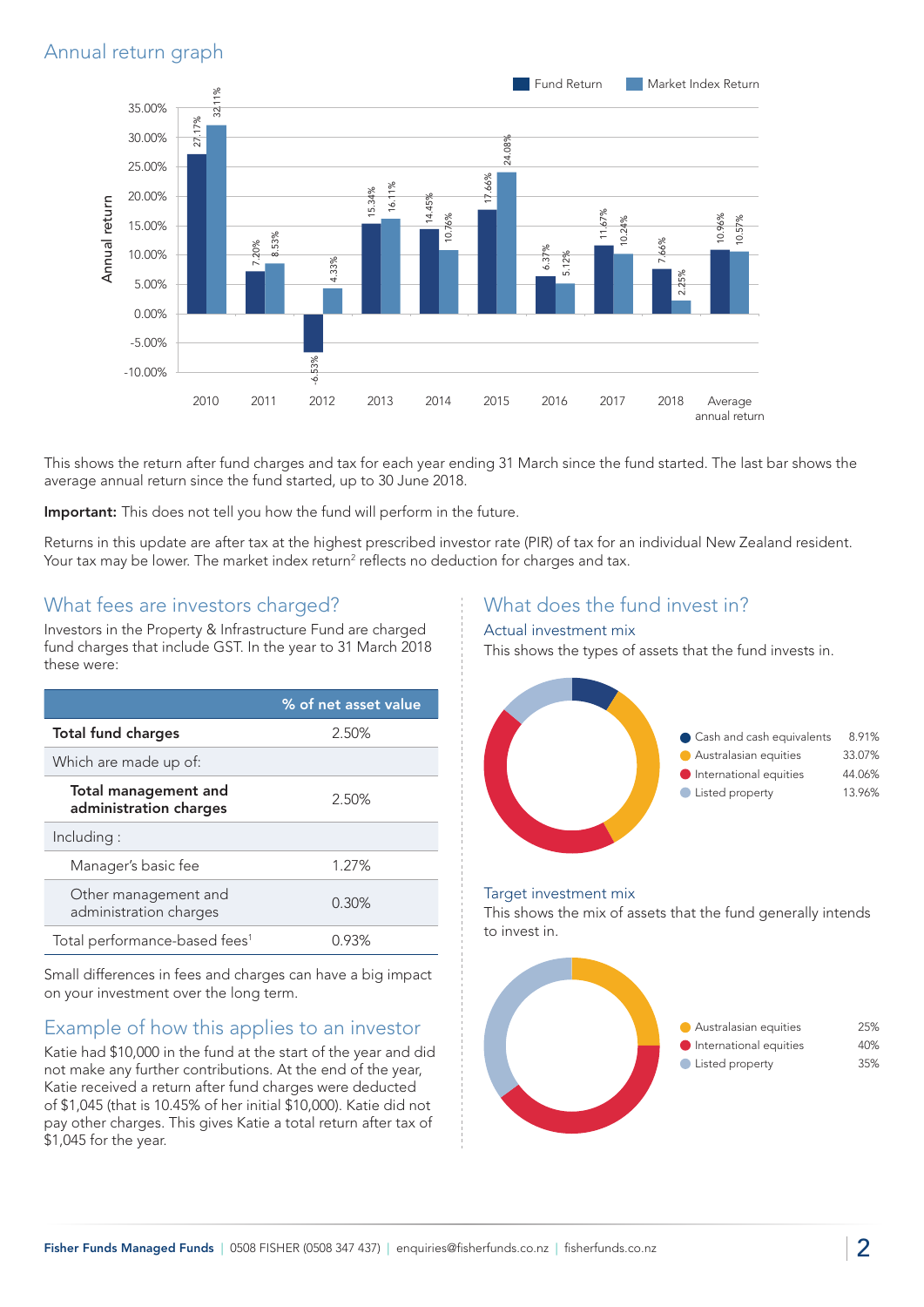## Annual return graph

| Year | Fund Return | Market Index Return |
|---|---|---|
| 2010 | 27.17% | 32.11% |
| 2011 | 7.20% | 8.53% |
| 2012 | -6.53% | 4.33% |
| 2013 | 15.34% | 16.11% |
| 2014 | 14.45% | 10.76% |
| 2015 | 17.66% | 24.08% |
| 2016 | 6.37% | 5.12% |
| 2017 | 11.67% | 10.24% |
| 2018 | 7.66% | 2.25% |
| Average annual return | 10.96% | 10.57% |

This shows the return after fund charges and tax for each year ending 31 March since the fund started. The last bar shows the average annual return since the fund started, up to 30 June 2018.

**Important:** This does not tell you how the fund will perform in the future.

Returns in this update are after tax at the highest prescribed investor rate (PIR) of tax for an individual New Zealand resident. Your tax may be lower. The market index return[2] reflects no deduction for charges and tax.

## What fees are investors charged?

Investors in the Property & Infrastructure Fund are charged fund charges that include GST. In the year to 31 March 2018 these were:

| | % of net asset value |
|---|---|
| **Total fund charges** | 2.50% |
| Which are made up of: | |
| **Total management and administration charges** | 2.50% |
| Including : | |
| Manager's basic fee | 1.27% |
| Other management and administration charges | 0.30% |
| Total performance-based fees[1] | 0.93% |

Small differences in fees and charges can have a big impact on your investment over the long term.

## Example of how this applies to an investor

Katie had $10,000 in the fund at the start of the year and did not make any further contributions. At the end of the year, Katie received a return after fund charges were deducted of $1,045 (that is 10.45% of her initial $10,000). Katie did not pay other charges. This gives Katie a total return after tax of $1,045 for the year.

## What does the fund invest in?

### Actual investment mix

This shows the types of assets that the fund invests in.

| Asset | % |
|---|---|
| Cash and cash equivalents | 8.91% |
| Australasian equities | 33.07% |
| International equities | 44.06% |
| Listed property | 13.96% |

### Target investment mix

This shows the mix of assets that the fund generally intends to invest in.

| Asset | % |
|---|---|
| Australasian equities | 25% |
| International equities | 40% |
| Listed property | 35% |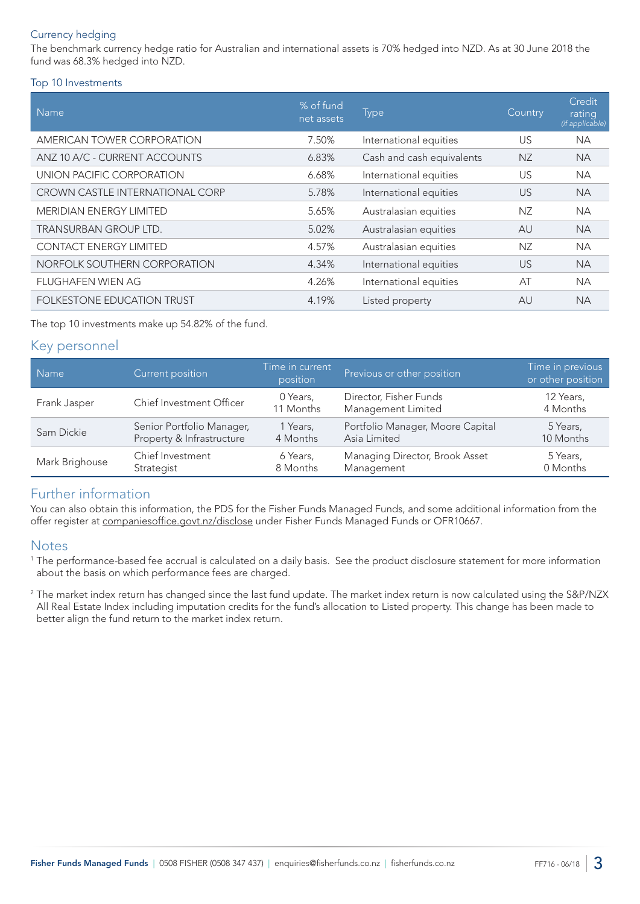### Currency hedging

The benchmark currency hedge ratio for Australian and international assets is 70% hedged into NZD. As at 30 June 2018 the fund was 68.3% hedged into NZD.

### Top 10 Investments

| Name | % of fund net assets | Type | Country | Credit rating *(if applicable)* |
|---|---|---|---|---|
| AMERICAN TOWER CORPORATION | 7.50% | International equities | US | NA |
| ANZ 10 A/C - CURRENT ACCOUNTS | 6.83% | Cash and cash equivalents | NZ | NA |
| UNION PACIFIC CORPORATION | 6.68% | International equities | US | NA |
| CROWN CASTLE INTERNATIONAL CORP | 5.78% | International equities | US | NA |
| MERIDIAN ENERGY LIMITED | 5.65% | Australasian equities | NZ | NA |
| TRANSURBAN GROUP LTD. | 5.02% | Australasian equities | AU | NA |
| CONTACT ENERGY LIMITED | 4.57% | Australasian equities | NZ | NA |
| NORFOLK SOUTHERN CORPORATION | 4.34% | International equities | US | NA |
| FLUGHAFEN WIEN AG | 4.26% | International equities | AT | NA |
| FOLKESTONE EDUCATION TRUST | 4.19% | Listed property | AU | NA |

The top 10 investments make up 54.82% of the fund.

## Key personnel

| Name | Current position | Time in current position | Previous or other position | Time in previous or other position |
|---|---|---|---|---|
| Frank Jasper | Chief Investment Officer | 0 Years, 11 Months | Director, Fisher Funds Management Limited | 12 Years, 4 Months |
| Sam Dickie | Senior Portfolio Manager, Property & Infrastructure | 1 Years, 4 Months | Portfolio Manager, Moore Capital Asia Limited | 5 Years, 10 Months |
| Mark Brighouse | Chief Investment Strategist | 6 Years, 8 Months | Managing Director, Brook Asset Management | 5 Years, 0 Months |

## Further information

You can also obtain this information, the PDS for the Fisher Funds Managed Funds, and some additional information from the offer register at companiesoffice.govt.nz/disclose under Fisher Funds Managed Funds or OFR10667.

## Notes

[1] The performance-based fee accrual is calculated on a daily basis. See the product disclosure statement for more information about the basis on which performance fees are charged.

[2] The market index return has changed since the last fund update. The market index return is now calculated using the S&P/NZX All Real Estate Index including imputation credits for the fund's allocation to Listed property. This change has been made to better align the fund return to the market index return.